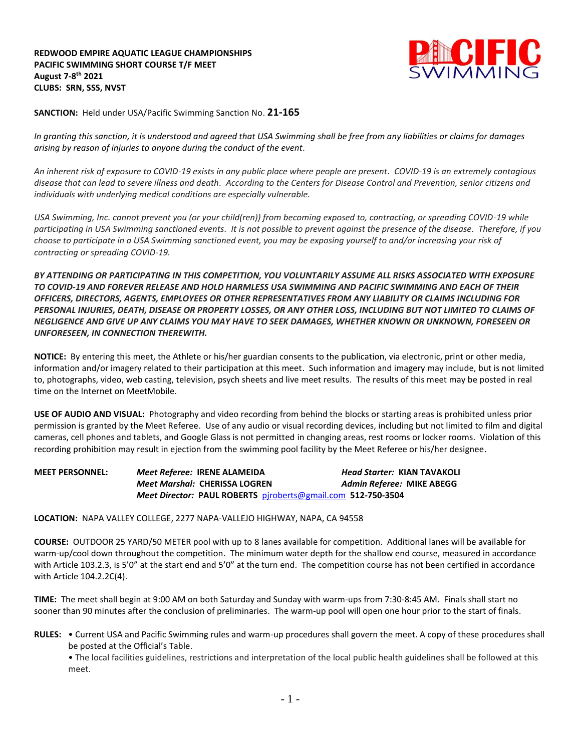**REDWOOD EMPIRE AQUATIC LEAGUE CHAMPIONSHIPS**
**PACIFIC SWIMMING SHORT COURSE T/F MEET**
**August 7-8th 2021**
**CLUBS: SRN, SSS, NVST**

**SANCTION:** Held under USA/Pacific Swimming Sanction No. **21-165**

*In granting this sanction, it is understood and agreed that USA Swimming shall be free from any liabilities or claims for damages arising by reason of injuries to anyone during the conduct of the event.*

*An inherent risk of exposure to COVID-19 exists in any public place where people are present. COVID-19 is an extremely contagious disease that can lead to severe illness and death. According to the Centers for Disease Control and Prevention, senior citizens and individuals with underlying medical conditions are especially vulnerable.*

*USA Swimming, Inc. cannot prevent you (or your child(ren)) from becoming exposed to, contracting, or spreading COVID-19 while participating in USA Swimming sanctioned events. It is not possible to prevent against the presence of the disease. Therefore, if you choose to participate in a USA Swimming sanctioned event, you may be exposing yourself to and/or increasing your risk of contracting or spreading COVID-19.*

***BY ATTENDING OR PARTICIPATING IN THIS COMPETITION, YOU VOLUNTARILY ASSUME ALL RISKS ASSOCIATED WITH EXPOSURE TO COVID-19 AND FOREVER RELEASE AND HOLD HARMLESS USA SWIMMING AND PACIFIC SWIMMING AND EACH OF THEIR OFFICERS, DIRECTORS, AGENTS, EMPLOYEES OR OTHER REPRESENTATIVES FROM ANY LIABILITY OR CLAIMS INCLUDING FOR PERSONAL INJURIES, DEATH, DISEASE OR PROPERTY LOSSES, OR ANY OTHER LOSS, INCLUDING BUT NOT LIMITED TO CLAIMS OF NEGLIGENCE AND GIVE UP ANY CLAIMS YOU MAY HAVE TO SEEK DAMAGES, WHETHER KNOWN OR UNKNOWN, FORESEEN OR UNFORESEEN, IN CONNECTION THEREWITH.***

**NOTICE:** By entering this meet, the Athlete or his/her guardian consents to the publication, via electronic, print or other media, information and/or imagery related to their participation at this meet. Such information and imagery may include, but is not limited to, photographs, video, web casting, television, psych sheets and live meet results. The results of this meet may be posted in real time on the Internet on MeetMobile.

**USE OF AUDIO AND VISUAL:** Photography and video recording from behind the blocks or starting areas is prohibited unless prior permission is granted by the Meet Referee. Use of any audio or visual recording devices, including but not limited to film and digital cameras, cell phones and tablets, and Google Glass is not permitted in changing areas, rest rooms or locker rooms. Violation of this recording prohibition may result in ejection from the swimming pool facility by the Meet Referee or his/her designee.

**MEET PERSONNEL:**
***Meet Referee:*** **IRENE ALAMEIDA** — ***Head Starter:*** **KIAN TAVAKOLI**
***Meet Marshal:*** **CHERISSA LOGREN** — ***Admin Referee:*** **MIKE ABEGG**
***Meet Director:*** **PAUL ROBERTS** pjroberts@gmail.com **512-750-3504**

**LOCATION:** NAPA VALLEY COLLEGE, 2277 NAPA-VALLEJO HIGHWAY, NAPA, CA 94558

**COURSE:** OUTDOOR 25 YARD/50 METER pool with up to 8 lanes available for competition. Additional lanes will be available for warm-up/cool down throughout the competition. The minimum water depth for the shallow end course, measured in accordance with Article 103.2.3, is 5'0" at the start end and 5'0" at the turn end. The competition course has not been certified in accordance with Article 104.2.2C(4).

**TIME:** The meet shall begin at 9:00 AM on both Saturday and Sunday with warm-ups from 7:30-8:45 AM. Finals shall start no sooner than 90 minutes after the conclusion of preliminaries. The warm-up pool will open one hour prior to the start of finals.

**RULES:**
- Current USA and Pacific Swimming rules and warm-up procedures shall govern the meet. A copy of these procedures shall be posted at the Official's Table.
- The local facilities guidelines, restrictions and interpretation of the local public health guidelines shall be followed at this meet.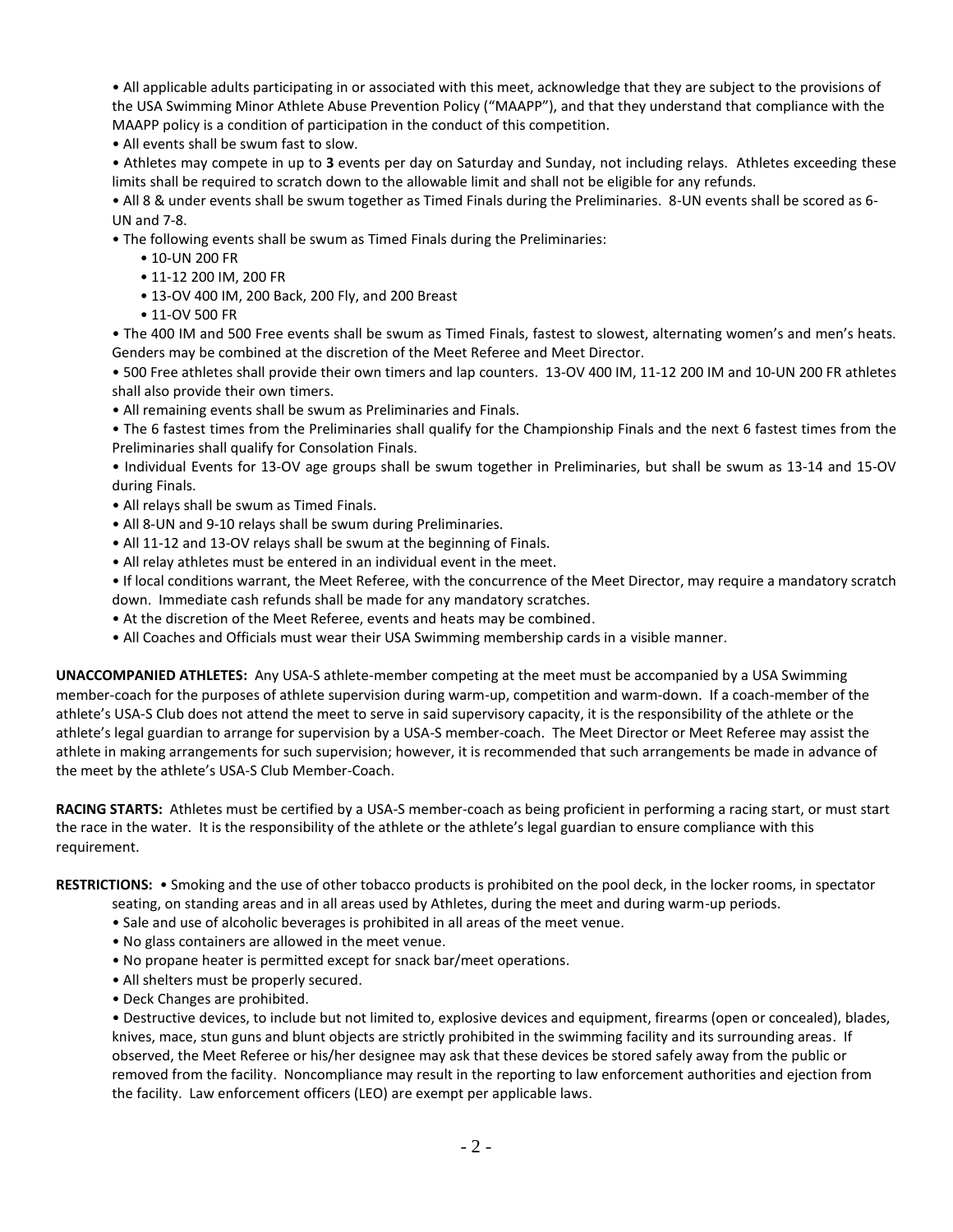- All applicable adults participating in or associated with this meet, acknowledge that they are subject to the provisions of the USA Swimming Minor Athlete Abuse Prevention Policy ("MAAPP"), and that they understand that compliance with the MAAPP policy is a condition of participation in the conduct of this competition.
- All events shall be swum fast to slow.
- Athletes may compete in up to **3** events per day on Saturday and Sunday, not including relays. Athletes exceeding these limits shall be required to scratch down to the allowable limit and shall not be eligible for any refunds.
- All 8 & under events shall be swum together as Timed Finals during the Preliminaries. 8-UN events shall be scored as 6-UN and 7-8.
- The following events shall be swum as Timed Finals during the Preliminaries:
  - 10-UN 200 FR
  - 11-12 200 IM, 200 FR
  - 13-OV 400 IM, 200 Back, 200 Fly, and 200 Breast
  - 11-OV 500 FR
- The 400 IM and 500 Free events shall be swum as Timed Finals, fastest to slowest, alternating women's and men's heats. Genders may be combined at the discretion of the Meet Referee and Meet Director.
- 500 Free athletes shall provide their own timers and lap counters. 13-OV 400 IM, 11-12 200 IM and 10-UN 200 FR athletes shall also provide their own timers.
- All remaining events shall be swum as Preliminaries and Finals.
- The 6 fastest times from the Preliminaries shall qualify for the Championship Finals and the next 6 fastest times from the Preliminaries shall qualify for Consolation Finals.
- Individual Events for 13-OV age groups shall be swum together in Preliminaries, but shall be swum as 13-14 and 15-OV during Finals.
- All relays shall be swum as Timed Finals.
- All 8-UN and 9-10 relays shall be swum during Preliminaries.
- All 11-12 and 13-OV relays shall be swum at the beginning of Finals.
- All relay athletes must be entered in an individual event in the meet.
- If local conditions warrant, the Meet Referee, with the concurrence of the Meet Director, may require a mandatory scratch down. Immediate cash refunds shall be made for any mandatory scratches.
- At the discretion of the Meet Referee, events and heats may be combined.
- All Coaches and Officials must wear their USA Swimming membership cards in a visible manner.

**UNACCOMPANIED ATHLETES:** Any USA-S athlete-member competing at the meet must be accompanied by a USA Swimming member-coach for the purposes of athlete supervision during warm-up, competition and warm-down. If a coach-member of the athlete's USA-S Club does not attend the meet to serve in said supervisory capacity, it is the responsibility of the athlete or the athlete's legal guardian to arrange for supervision by a USA-S member-coach. The Meet Director or Meet Referee may assist the athlete in making arrangements for such supervision; however, it is recommended that such arrangements be made in advance of the meet by the athlete's USA-S Club Member-Coach.

**RACING STARTS:** Athletes must be certified by a USA-S member-coach as being proficient in performing a racing start, or must start the race in the water. It is the responsibility of the athlete or the athlete's legal guardian to ensure compliance with this requirement.

**RESTRICTIONS:**

- Smoking and the use of other tobacco products is prohibited on the pool deck, in the locker rooms, in spectator seating, on standing areas and in all areas used by Athletes, during the meet and during warm-up periods.
- Sale and use of alcoholic beverages is prohibited in all areas of the meet venue.
- No glass containers are allowed in the meet venue.
- No propane heater is permitted except for snack bar/meet operations.
- All shelters must be properly secured.
- Deck Changes are prohibited.
- Destructive devices, to include but not limited to, explosive devices and equipment, firearms (open or concealed), blades, knives, mace, stun guns and blunt objects are strictly prohibited in the swimming facility and its surrounding areas. If observed, the Meet Referee or his/her designee may ask that these devices be stored safely away from the public or removed from the facility. Noncompliance may result in the reporting to law enforcement authorities and ejection from the facility. Law enforcement officers (LEO) are exempt per applicable laws.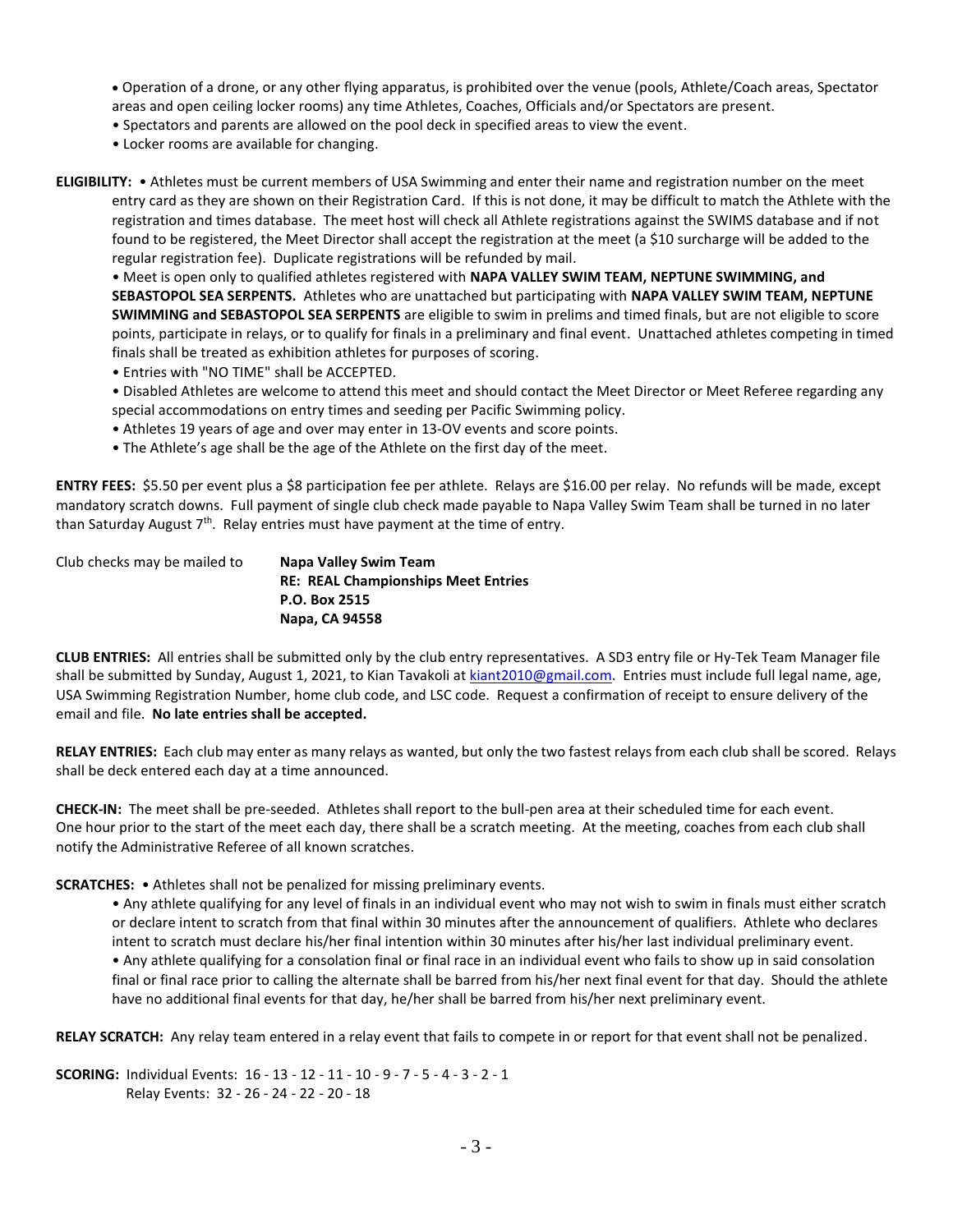- Operation of a drone, or any other flying apparatus, is prohibited over the venue (pools, Athlete/Coach areas, Spectator areas and open ceiling locker rooms) any time Athletes, Coaches, Officials and/or Spectators are present.
- Spectators and parents are allowed on the pool deck in specified areas to view the event.
- Locker rooms are available for changing.

**ELIGIBILITY:** • Athletes must be current members of USA Swimming and enter their name and registration number on the meet entry card as they are shown on their Registration Card. If this is not done, it may be difficult to match the Athlete with the registration and times database. The meet host will check all Athlete registrations against the SWIMS database and if not found to be registered, the Meet Director shall accept the registration at the meet (a $10 surcharge will be added to the regular registration fee). Duplicate registrations will be refunded by mail.

- Meet is open only to qualified athletes registered with **NAPA VALLEY SWIM TEAM, NEPTUNE SWIMMING, and SEBASTOPOL SEA SERPENTS.** Athletes who are unattached but participating with **NAPA VALLEY SWIM TEAM, NEPTUNE SWIMMING and SEBASTOPOL SEA SERPENTS** are eligible to swim in prelims and timed finals, but are not eligible to score points, participate in relays, or to qualify for finals in a preliminary and final event. Unattached athletes competing in timed finals shall be treated as exhibition athletes for purposes of scoring.
- Entries with "NO TIME" shall be ACCEPTED.
- Disabled Athletes are welcome to attend this meet and should contact the Meet Director or Meet Referee regarding any special accommodations on entry times and seeding per Pacific Swimming policy.
- Athletes 19 years of age and over may enter in 13-OV events and score points.
- The Athlete's age shall be the age of the Athlete on the first day of the meet.

**ENTRY FEES:** $5.50 per event plus a $8 participation fee per athlete. Relays are $16.00 per relay. No refunds will be made, except mandatory scratch downs. Full payment of single club check made payable to Napa Valley Swim Team shall be turned in no later than Saturday August 7th. Relay entries must have payment at the time of entry.

Club checks may be mailed to **Napa Valley Swim Team**
**RE: REAL Championships Meet Entries**
**P.O. Box 2515**
**Napa, CA 94558**

**CLUB ENTRIES:** All entries shall be submitted only by the club entry representatives. A SD3 entry file or Hy-Tek Team Manager file shall be submitted by Sunday, August 1, 2021, to Kian Tavakoli at kiant2010@gmail.com. Entries must include full legal name, age, USA Swimming Registration Number, home club code, and LSC code. Request a confirmation of receipt to ensure delivery of the email and file. **No late entries shall be accepted.**

**RELAY ENTRIES:** Each club may enter as many relays as wanted, but only the two fastest relays from each club shall be scored. Relays shall be deck entered each day at a time announced.

**CHECK-IN:** The meet shall be pre-seeded. Athletes shall report to the bull-pen area at their scheduled time for each event. One hour prior to the start of the meet each day, there shall be a scratch meeting. At the meeting, coaches from each club shall notify the Administrative Referee of all known scratches.

**SCRATCHES:** • Athletes shall not be penalized for missing preliminary events.

- Any athlete qualifying for any level of finals in an individual event who may not wish to swim in finals must either scratch or declare intent to scratch from that final within 30 minutes after the announcement of qualifiers. Athlete who declares intent to scratch must declare his/her final intention within 30 minutes after his/her last individual preliminary event.
- Any athlete qualifying for a consolation final or final race in an individual event who fails to show up in said consolation final or final race prior to calling the alternate shall be barred from his/her next final event for that day. Should the athlete have no additional final events for that day, he/her shall be barred from his/her next preliminary event.

**RELAY SCRATCH:** Any relay team entered in a relay event that fails to compete in or report for that event shall not be penalized.

**SCORING:** Individual Events: 16 - 13 - 12 - 11 - 10 - 9 - 7 - 5 - 4 - 3 - 2 - 1
Relay Events: 32 - 26 - 24 - 22 - 20 - 18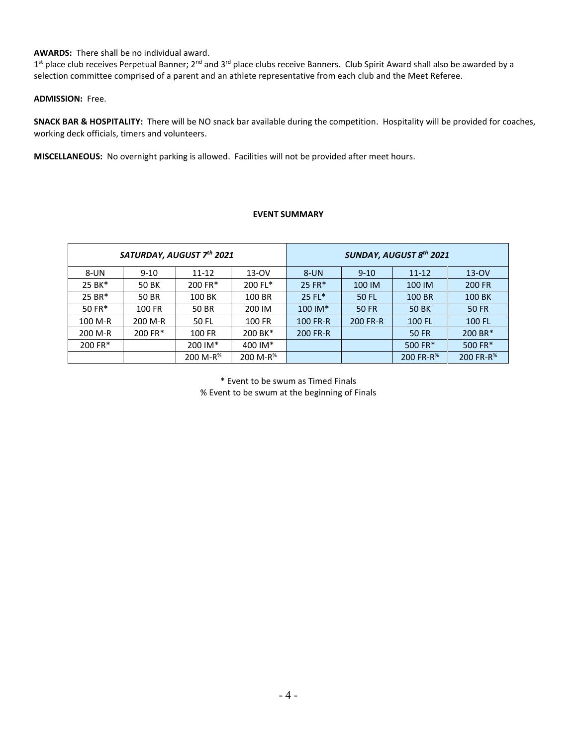**AWARDS:** There shall be no individual award.
1st place club receives Perpetual Banner; 2nd and 3rd place clubs receive Banners. Club Spirit Award shall also be awarded by a selection committee comprised of a parent and an athlete representative from each club and the Meet Referee.

**ADMISSION:** Free.

**SNACK BAR & HOSPITALITY:** There will be NO snack bar available during the competition. Hospitality will be provided for coaches, working deck officials, timers and volunteers.

**MISCELLANEOUS:** No overnight parking is allowed. Facilities will not be provided after meet hours.

**EVENT SUMMARY**

| *SATURDAY, AUGUST 7th 2021* | | | | *SUNDAY, AUGUST 8th 2021* | | | |
|---|---|---|---|---|---|---|---|
| 8-UN | 9-10 | 11-12 | 13-OV | 8-UN | 9-10 | 11-12 | 13-OV |
| 25 BK* | 50 BK | 200 FR* | 200 FL* | 25 FR* | 100 IM | 100 IM | 200 FR |
| 25 BR* | 50 BR | 100 BK | 100 BR | 25 FL* | 50 FL | 100 BR | 100 BK |
| 50 FR* | 100 FR | 50 BR | 200 IM | 100 IM* | 50 FR | 50 BK | 50 FR |
| 100 M-R | 200 M-R | 50 FL | 100 FR | 100 FR-R | 200 FR-R | 100 FL | 100 FL |
| 200 M-R | 200 FR* | 100 FR | 200 BK* | 200 FR-R | | 50 FR | 200 BR* |
| 200 FR* | | 200 IM* | 400 IM* | | | 500 FR* | 500 FR* |
| | | 200 M-R% | 200 M-R% | | | 200 FR-R% | 200 FR-R% |

\* Event to be swum as Timed Finals
% Event to be swum at the beginning of Finals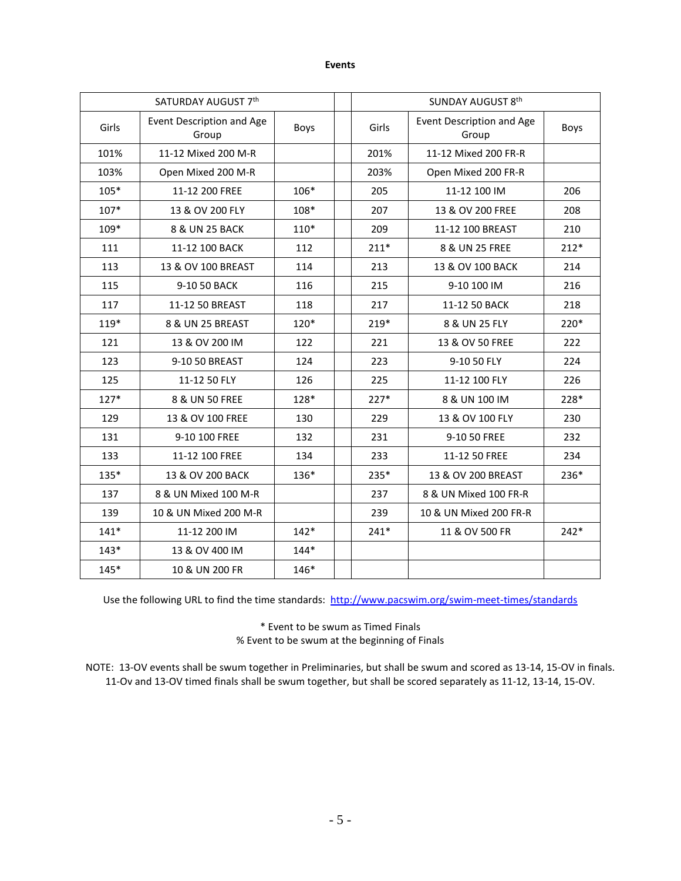**Events**

| SATURDAY AUGUST 7th | | | | SUNDAY AUGUST 8th | | |
|---|---|---|---|---|---|---|
| Girls | Event Description and Age Group | Boys | | Girls | Event Description and Age Group | Boys |
| 101% | 11-12 Mixed 200 M-R | | | 201% | 11-12 Mixed 200 FR-R | |
| 103% | Open Mixed 200 M-R | | | 203% | Open Mixed 200 FR-R | |
| 105* | 11-12 200 FREE | 106* | | 205 | 11-12 100 IM | 206 |
| 107* | 13 & OV 200 FLY | 108* | | 207 | 13 & OV 200 FREE | 208 |
| 109* | 8 & UN 25 BACK | 110* | | 209 | 11-12 100 BREAST | 210 |
| 111 | 11-12 100 BACK | 112 | | 211* | 8 & UN 25 FREE | 212* |
| 113 | 13 & OV 100 BREAST | 114 | | 213 | 13 & OV 100 BACK | 214 |
| 115 | 9-10 50 BACK | 116 | | 215 | 9-10 100 IM | 216 |
| 117 | 11-12 50 BREAST | 118 | | 217 | 11-12 50 BACK | 218 |
| 119* | 8 & UN 25 BREAST | 120* | | 219* | 8 & UN 25 FLY | 220* |
| 121 | 13 & OV 200 IM | 122 | | 221 | 13 & OV 50 FREE | 222 |
| 123 | 9-10 50 BREAST | 124 | | 223 | 9-10 50 FLY | 224 |
| 125 | 11-12 50 FLY | 126 | | 225 | 11-12 100 FLY | 226 |
| 127* | 8 & UN 50 FREE | 128* | | 227* | 8 & UN 100 IM | 228* |
| 129 | 13 & OV 100 FREE | 130 | | 229 | 13 & OV 100 FLY | 230 |
| 131 | 9-10 100 FREE | 132 | | 231 | 9-10 50 FREE | 232 |
| 133 | 11-12 100 FREE | 134 | | 233 | 11-12 50 FREE | 234 |
| 135* | 13 & OV 200 BACK | 136* | | 235* | 13 & OV 200 BREAST | 236* |
| 137 | 8 & UN Mixed 100 M-R | | | 237 | 8 & UN Mixed 100 FR-R | |
| 139 | 10 & UN Mixed 200 M-R | | | 239 | 10 & UN Mixed 200 FR-R | |
| 141* | 11-12 200 IM | 142* | | 241* | 11 & OV 500 FR | 242* |
| 143* | 13 & OV 400 IM | 144* | | | | |
| 145* | 10 & UN 200 FR | 146* | | | | |

Use the following URL to find the time standards: http://www.pacswim.org/swim-meet-times/standards

\* Event to be swum as Timed Finals

% Event to be swum at the beginning of Finals

NOTE: 13-OV events shall be swum together in Preliminaries, but shall be swum and scored as 13-14, 15-OV in finals. 11-Ov and 13-OV timed finals shall be swum together, but shall be scored separately as 11-12, 13-14, 15-OV.